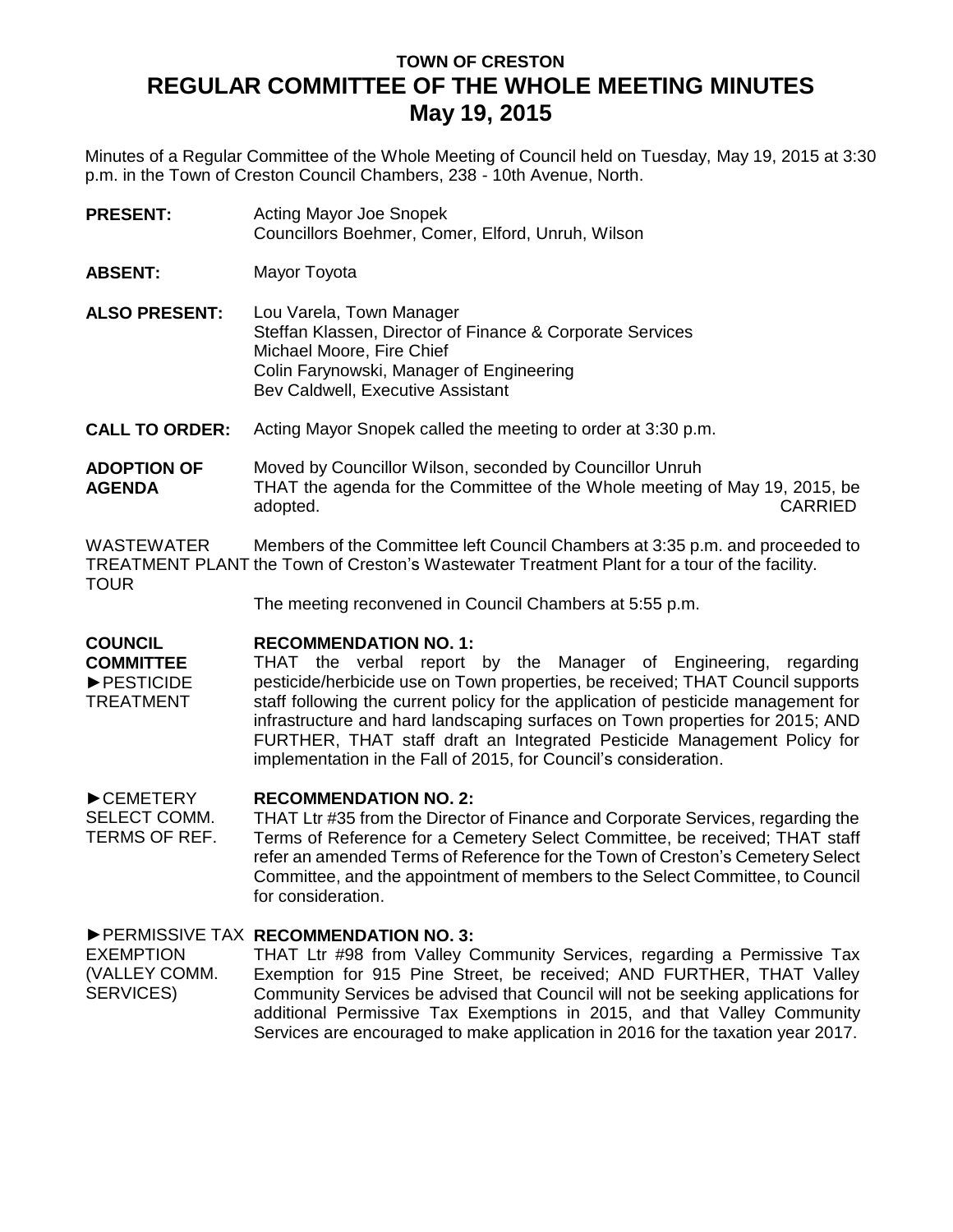# TOWN OF CRESTON
# REGULAR COMMITTEE OF THE WHOLE MEETING MINUTES
# May 19, 2015

Minutes of a Regular Committee of the Whole Meeting of Council held on Tuesday, May 19, 2015 at 3:30 p.m. in the Town of Creston Council Chambers, 238 - 10th Avenue, North.

**PRESENT:** Acting Mayor Joe Snopek
Councillors Boehmer, Comer, Elford, Unruh, Wilson

**ABSENT:** Mayor Toyota

**ALSO PRESENT:** Lou Varela, Town Manager
Steffan Klassen, Director of Finance & Corporate Services
Michael Moore, Fire Chief
Colin Farynowski, Manager of Engineering
Bev Caldwell, Executive Assistant

**CALL TO ORDER:** Acting Mayor Snopek called the meeting to order at 3:30 p.m.

**ADOPTION OF AGENDA**

Moved by Councillor Wilson, seconded by Councillor Unruh
THAT the agenda for the Committee of the Whole meeting of May 19, 2015, be adopted. CARRIED

WASTEWATER TREATMENT PLANT TOUR

Members of the Committee left Council Chambers at 3:35 p.m. and proceeded to the Town of Creston's Wastewater Treatment Plant for a tour of the facility.

The meeting reconvened in Council Chambers at 5:55 p.m.

**COUNCIL COMMITTEE**

►PESTICIDE TREATMENT

**RECOMMENDATION NO. 1:**
THAT the verbal report by the Manager of Engineering, regarding pesticide/herbicide use on Town properties, be received; THAT Council supports staff following the current policy for the application of pesticide management for infrastructure and hard landscaping surfaces on Town properties for 2015; AND FURTHER, THAT staff draft an Integrated Pesticide Management Policy for implementation in the Fall of 2015, for Council's consideration.

►CEMETERY SELECT COMM. TERMS OF REF.

**RECOMMENDATION NO. 2:**
THAT Ltr #35 from the Director of Finance and Corporate Services, regarding the Terms of Reference for a Cemetery Select Committee, be received; THAT staff refer an amended Terms of Reference for the Town of Creston's Cemetery Select Committee, and the appointment of members to the Select Committee, to Council for consideration.

►PERMISSIVE TAX EXEMPTION (VALLEY COMM. SERVICES)

**RECOMMENDATION NO. 3:**
THAT Ltr #98 from Valley Community Services, regarding a Permissive Tax Exemption for 915 Pine Street, be received; AND FURTHER, THAT Valley Community Services be advised that Council will not be seeking applications for additional Permissive Tax Exemptions in 2015, and that Valley Community Services are encouraged to make application in 2016 for the taxation year 2017.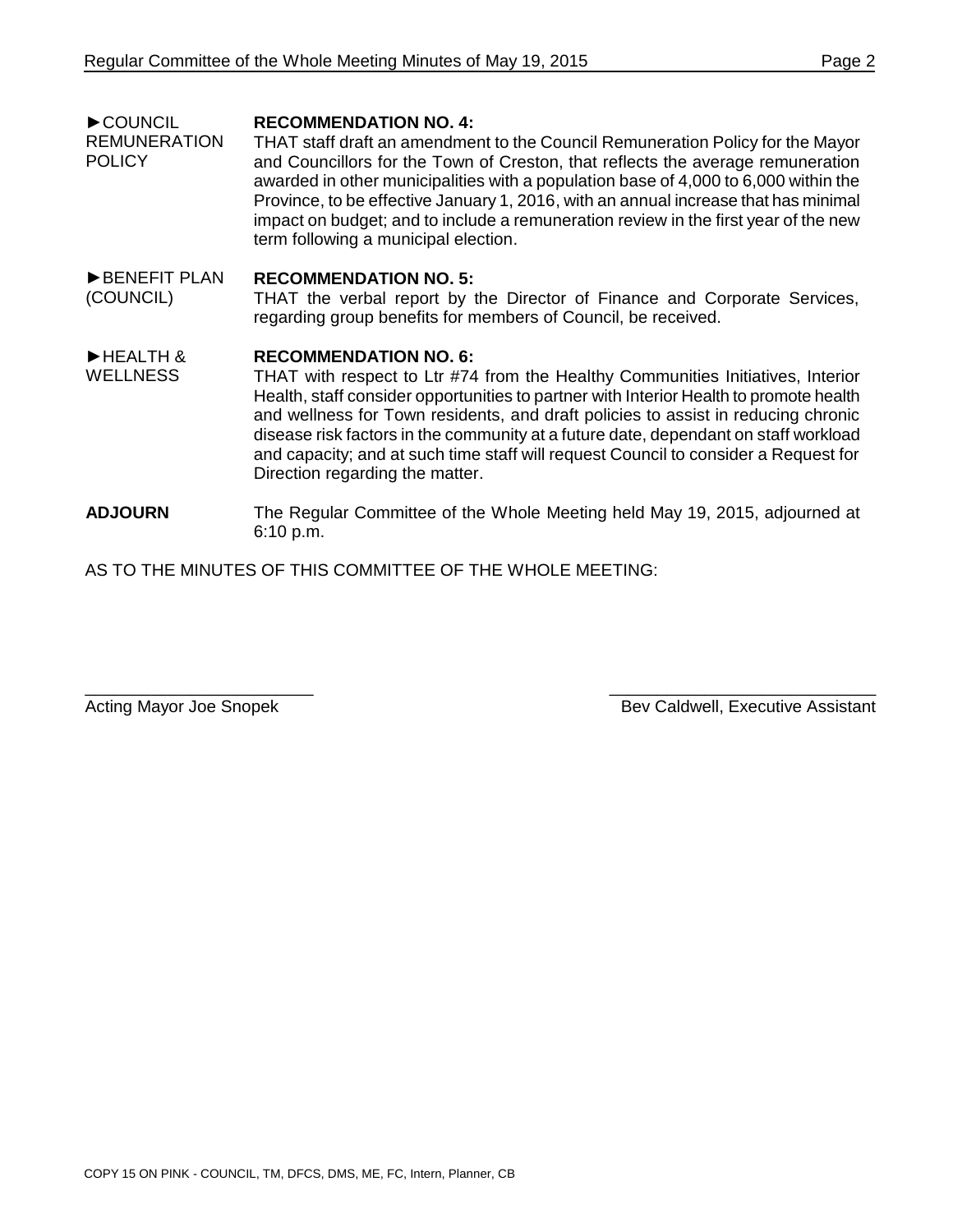►COUNCIL REMUNERATION POLICY

**RECOMMENDATION NO. 4:**
THAT staff draft an amendment to the Council Remuneration Policy for the Mayor and Councillors for the Town of Creston, that reflects the average remuneration awarded in other municipalities with a population base of 4,000 to 6,000 within the Province, to be effective January 1, 2016, with an annual increase that has minimal impact on budget; and to include a remuneration review in the first year of the new term following a municipal election.

►BENEFIT PLAN (COUNCIL)

**RECOMMENDATION NO. 5:**
THAT the verbal report by the Director of Finance and Corporate Services, regarding group benefits for members of Council, be received.

►HEALTH & WELLNESS

**RECOMMENDATION NO. 6:**
THAT with respect to Ltr #74 from the Healthy Communities Initiatives, Interior Health, staff consider opportunities to partner with Interior Health to promote health and wellness for Town residents, and draft policies to assist in reducing chronic disease risk factors in the community at a future date, dependant on staff workload and capacity; and at such time staff will request Council to consider a Request for Direction regarding the matter.

**ADJOURN**

The Regular Committee of the Whole Meeting held May 19, 2015, adjourned at 6:10 p.m.

AS TO THE MINUTES OF THIS COMMITTEE OF THE WHOLE MEETING:

\_\_\_\_\_\_\_\_\_\_\_\_\_\_\_\_\_\_\_\_\_\_\_\_
Acting Mayor Joe Snopek

\_\_\_\_\_\_\_\_\_\_\_\_\_\_\_\_\_\_\_\_\_\_\_\_
Bev Caldwell, Executive Assistant

COPY 15 ON PINK - COUNCIL, TM, DFCS, DMS, ME, FC, Intern, Planner, CB